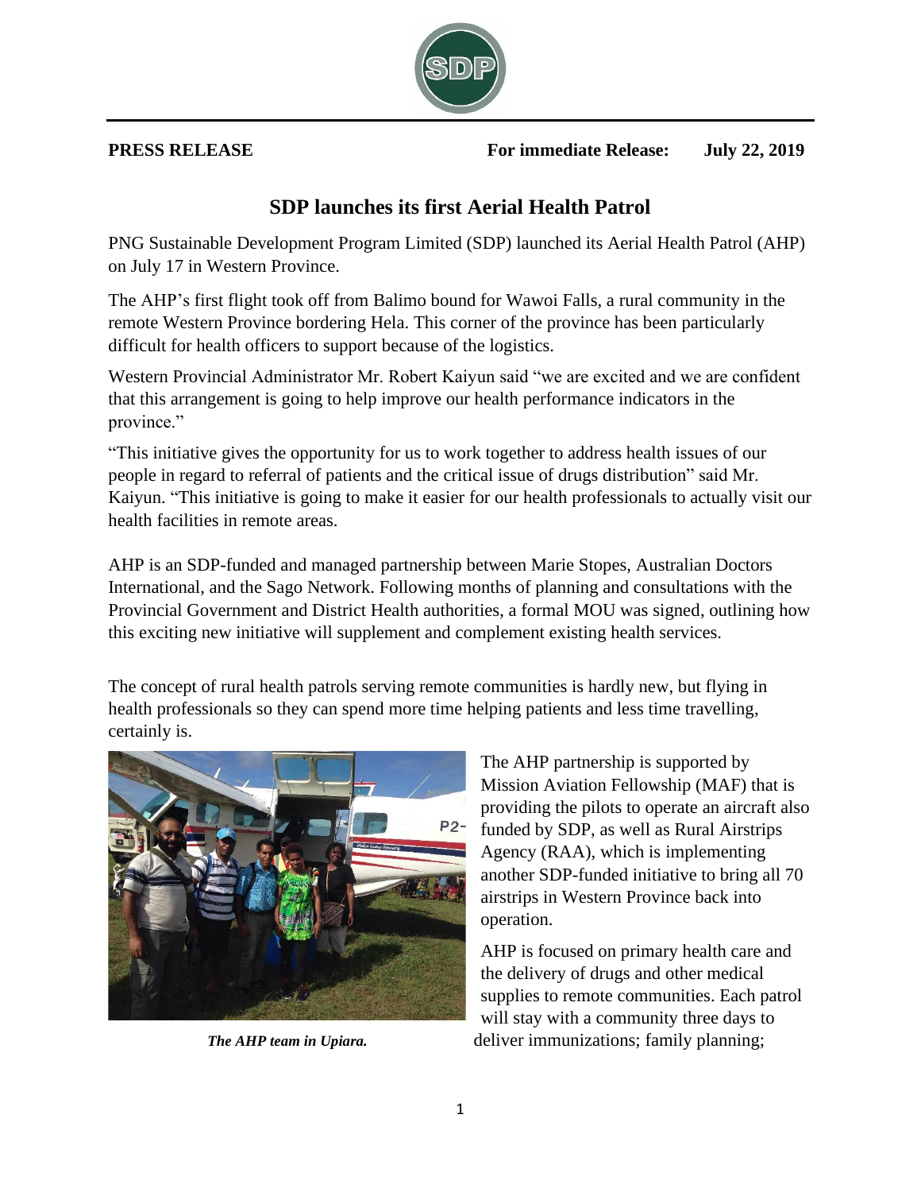**PRESS RELEASE** **For immediate Release: July 22, 2019**

## SDP launches its first Aerial Health Patrol

PNG Sustainable Development Program Limited (SDP) launched its Aerial Health Patrol (AHP) on July 17 in Western Province.

The AHP's first flight took off from Balimo bound for Wawoi Falls, a rural community in the remote Western Province bordering Hela. This corner of the province has been particularly difficult for health officers to support because of the logistics.

Western Provincial Administrator Mr. Robert Kaiyun said "we are excited and we are confident that this arrangement is going to help improve our health performance indicators in the province."

"This initiative gives the opportunity for us to work together to address health issues of our people in regard to referral of patients and the critical issue of drugs distribution" said Mr. Kaiyun. "This initiative is going to make it easier for our health professionals to actually visit our health facilities in remote areas.

AHP is an SDP-funded and managed partnership between Marie Stopes, Australian Doctors International, and the Sago Network. Following months of planning and consultations with the Provincial Government and District Health authorities, a formal MOU was signed, outlining how this exciting new initiative will supplement and complement existing health services.

The concept of rural health patrols serving remote communities is hardly new, but flying in health professionals so they can spend more time helping patients and less time travelling, certainly is.

*The AHP team in Upiara.*

The AHP partnership is supported by Mission Aviation Fellowship (MAF) that is providing the pilots to operate an aircraft also funded by SDP, as well as Rural Airstrips Agency (RAA), which is implementing another SDP-funded initiative to bring all 70 airstrips in Western Province back into operation.

AHP is focused on primary health care and the delivery of drugs and other medical supplies to remote communities. Each patrol will stay with a community three days to deliver immunizations; family planning;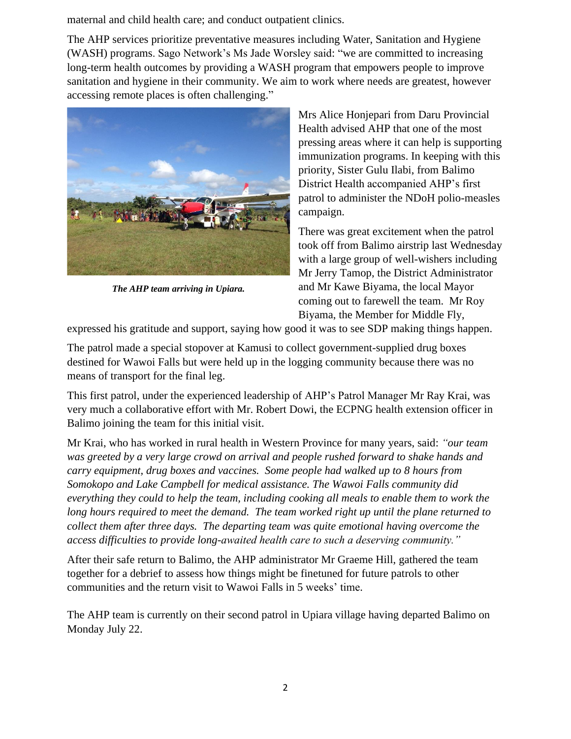maternal and child health care; and conduct outpatient clinics.

The AHP services prioritize preventative measures including Water, Sanitation and Hygiene (WASH) programs. Sago Network's Ms Jade Worsley said: "we are committed to increasing long-term health outcomes by providing a WASH program that empowers people to improve sanitation and hygiene in their community. We aim to work where needs are greatest, however accessing remote places is often challenging."

***The AHP team arriving in Upiara.***

Mrs Alice Honjepari from Daru Provincial Health advised AHP that one of the most pressing areas where it can help is supporting immunization programs. In keeping with this priority, Sister Gulu Ilabi, from Balimo District Health accompanied AHP's first patrol to administer the NDoH polio-measles campaign.

There was great excitement when the patrol took off from Balimo airstrip last Wednesday with a large group of well-wishers including Mr Jerry Tamop, the District Administrator and Mr Kawe Biyama, the local Mayor coming out to farewell the team. Mr Roy Biyama, the Member for Middle Fly, expressed his gratitude and support, saying how good it was to see SDP making things happen.

The patrol made a special stopover at Kamusi to collect government-supplied drug boxes destined for Wawoi Falls but were held up in the logging community because there was no means of transport for the final leg.

This first patrol, under the experienced leadership of AHP's Patrol Manager Mr Ray Krai, was very much a collaborative effort with Mr. Robert Dowi, the ECPNG health extension officer in Balimo joining the team for this initial visit.

Mr Krai, who has worked in rural health in Western Province for many years, said: *"our team was greeted by a very large crowd on arrival and people rushed forward to shake hands and carry equipment, drug boxes and vaccines. Some people had walked up to 8 hours from Somokopo and Lake Campbell for medical assistance. The Wawoi Falls community did everything they could to help the team, including cooking all meals to enable them to work the long hours required to meet the demand. The team worked right up until the plane returned to collect them after three days. The departing team was quite emotional having overcome the access difficulties to provide long-awaited health care to such a deserving community."*

After their safe return to Balimo, the AHP administrator Mr Graeme Hill, gathered the team together for a debrief to assess how things might be finetuned for future patrols to other communities and the return visit to Wawoi Falls in 5 weeks' time.

The AHP team is currently on their second patrol in Upiara village having departed Balimo on Monday July 22.